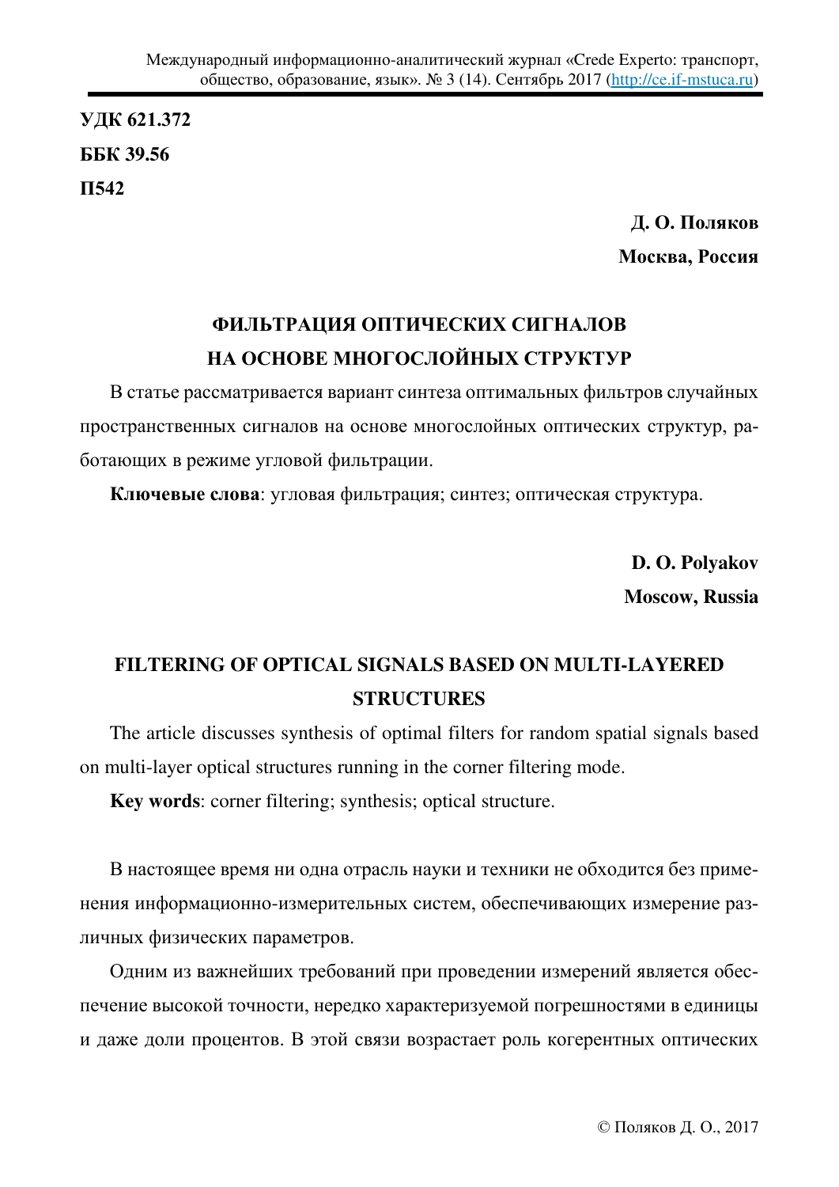**УДК 621.372**

**ББК 39.56**

**П542**

**Д. О. Поляков**

**Москва, Россия**

# ФИЛЬТРАЦИЯ ОПТИЧЕСКИХ СИГНАЛОВ НА ОСНОВЕ МНОГОСЛОЙНЫХ СТРУКТУР

В статье рассматривается вариант синтеза оптимальных фильтров случайных пространственных сигналов на основе многослойных оптических структур, работающих в режиме угловой фильтрации.

**Ключевые слова**: угловая фильтрация; синтез; оптическая структура.

**D. O. Polyakov**

**Moscow, Russia**

# FILTERING OF OPTICAL SIGNALS BASED ON MULTI-LAYERED STRUCTURES

The article discusses synthesis of optimal filters for random spatial signals based on multi-layer optical structures running in the corner filtering mode.

**Key words**: corner filtering; synthesis; optical structure.

В настоящее время ни одна отрасль науки и техники не обходится без применения информационно-измерительных систем, обеспечивающих измерение различных физических параметров.

Одним из важнейших требований при проведении измерений является обеспечение высокой точности, нередко характеризуемой погрешностями в единицы и даже доли процентов. В этой связи возрастает роль когерентных оптических

© Поляков Д. О., 2017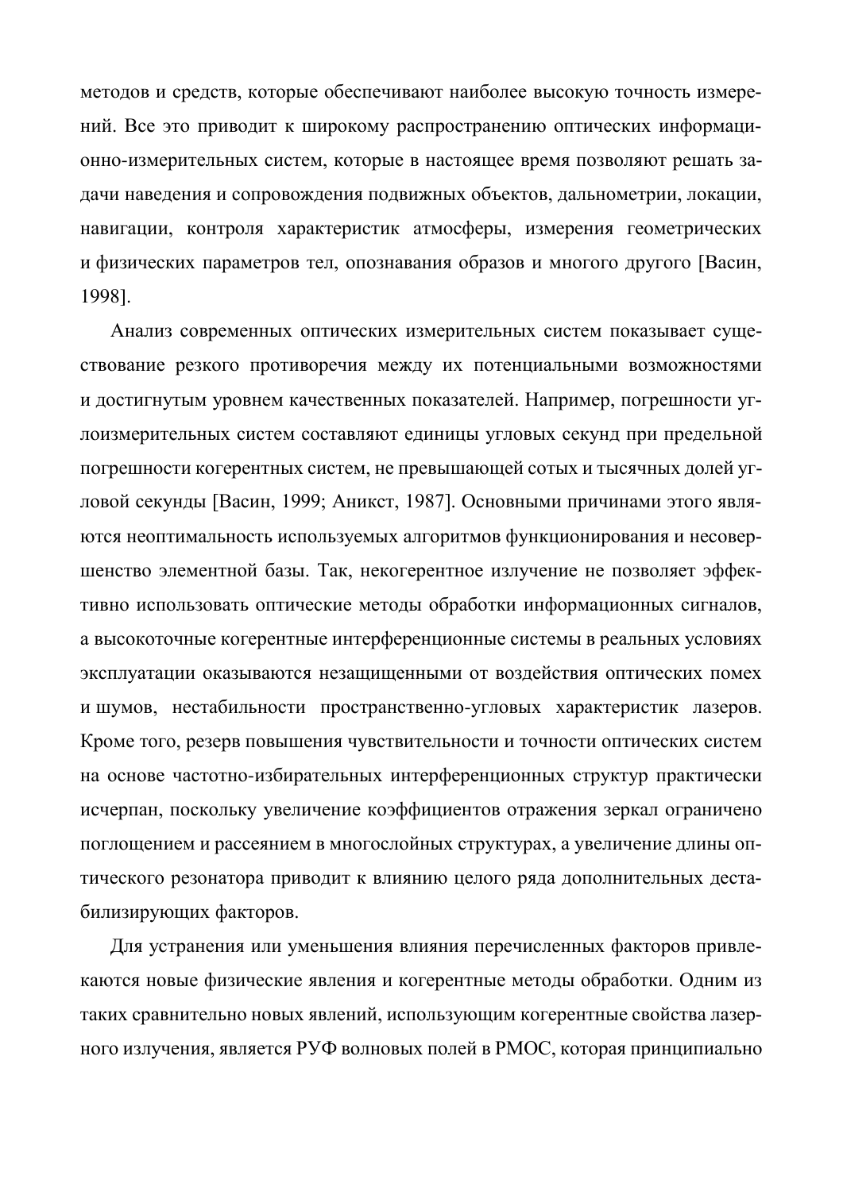методов и средств, которые обеспечивают наиболее высокую точность измерений. Все это приводит к широкому распространению оптических информационно-измерительных систем, которые в настоящее время позволяют решать задачи наведения и сопровождения подвижных объектов, дальнометрии, локации, навигации, контроля характеристик атмосферы, измерения геометрических и физических параметров тел, опознавания образов и многого другого [Васин, 1998].

Анализ современных оптических измерительных систем показывает существование резкого противоречия между их потенциальными возможностями и достигнутым уровнем качественных показателей. Например, погрешности угломерительных систем составляют единицы угловых секунд при предельной погрешности когерентных систем, не превышающей сотых и тысячных долей угловой секунды [Васин, 1999; Аникст, 1987]. Основными причинами этого являются неоптимальность используемых алгоритмов функционирования и несовершенство элементной базы. Так, некогерентное излучение не позволяет эффективно использовать оптические методы обработки информационных сигналов, а высокоточные когерентные интерференционные системы в реальных условиях эксплуатации оказываются незащищенными от воздействия оптических помех и шумов, нестабильности пространственно-угловых характеристик лазеров. Кроме того, резерв повышения чувствительности и точности оптических систем на основе частотно-избирательных интерференционных структур практически исчерпан, поскольку увеличение коэффициентов отражения зеркал ограничено поглощением и рассеянием в многослойных структурах, а увеличение длины оптического резонатора приводит к влиянию целого ряда дополнительных дестабилизирующих факторов.

Для устранения или уменьшения влияния перечисленных факторов привлекаются новые физические явления и когерентные методы обработки. Одним из таких сравнительно новых явлений, использующим когерентные свойства лазерного излучения, является РУФ волновых полей в РМОС, которая принципиально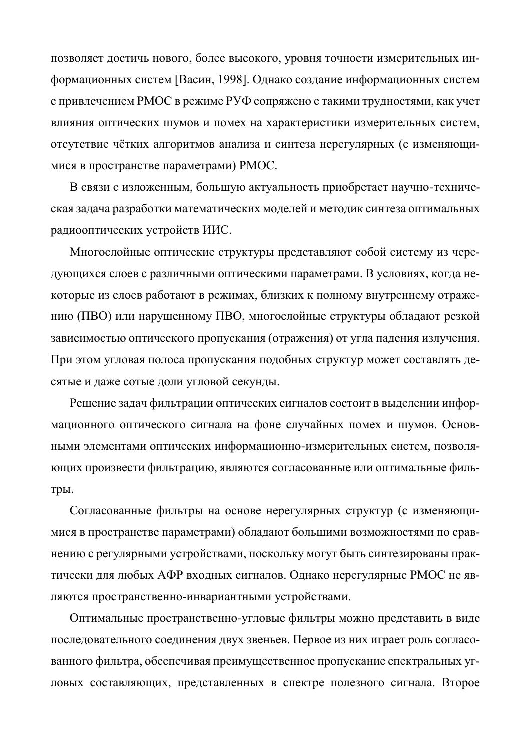позволяет достичь нового, более высокого, уровня точности измерительных информационных систем [Васин, 1998]. Однако создание информационных систем с привлечением РМОС в режиме РУФ сопряжено с такими трудностями, как учет влияния оптических шумов и помех на характеристики измерительных систем, отсутствие чётких алгоритмов анализа и синтеза нерегулярных (с изменяющимися в пространстве параметрами) РМОС.

В связи с изложенным, большую актуальность приобретает научно-техническая задача разработки математических моделей и методик синтеза оптимальных радиооптических устройств ИИС.

Многослойные оптические структуры представляют собой систему из чередующихся слоев с различными оптическими параметрами. В условиях, когда некоторые из слоев работают в режимах, близких к полному внутреннему отражению (ПВО) или нарушенному ПВО, многослойные структуры обладают резкой зависимостью оптического пропускания (отражения) от угла падения излучения. При этом угловая полоса пропускания подобных структур может составлять десятые и даже сотые доли угловой секунды.

Решение задач фильтрации оптических сигналов состоит в выделении информационного оптического сигнала на фоне случайных помех и шумов. Основными элементами оптических информационно-измерительных систем, позволяющих произвести фильтрацию, являются согласованные или оптимальные фильтры.

Согласованные фильтры на основе нерегулярных структур (с изменяющимися в пространстве параметрами) обладают большими возможностями по сравнению с регулярными устройствами, поскольку могут быть синтезированы практически для любых АФР входных сигналов. Однако нерегулярные РМОС не являются пространственно-инвариантными устройствами.

Оптимальные пространственно-угловые фильтры можно представить в виде последовательного соединения двух звеньев. Первое из них играет роль согласованного фильтра, обеспечивая преимущественное пропускание спектральных угловых составляющих, представленных в спектре полезного сигнала. Второе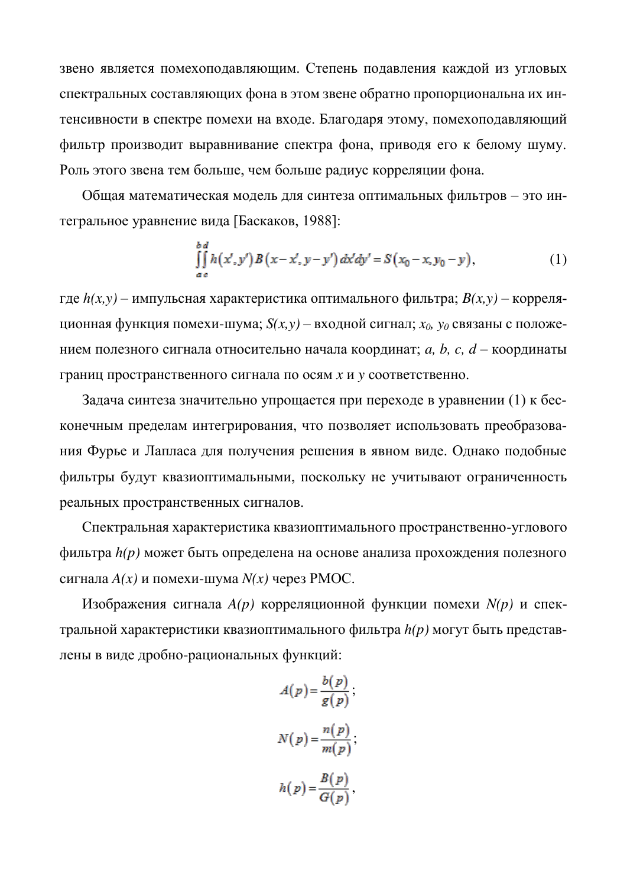звено является помехоподавляющим. Степень подавления каждой из угловых спектральных составляющих фона в этом звене обратно пропорциональна их интенсивности в спектре помехи на входе. Благодаря этому, помехоподавляющий фильтр производит выравнивание спектра фона, приводя его к белому шуму. Роль этого звена тем больше, чем больше радиус корреляции фона.

Общая математическая модель для синтеза оптимальных фильтров – это интегральное уравнение вида [Баскаков, 1988]:

$$\int_{a}^{b}\int_{c}^{d} h(x',y')\,B(x-x',y-y')\,dx'dy' = S(x_0-x,y_0-y), \tag{1}$$

где $h(x,y)$ – импульсная характеристика оптимального фильтра; $B(x,y)$ – корреляционная функция помехи-шума; $S(x,y)$ – входной сигнал; $x_0$, $y_0$ связаны с положением полезного сигнала относительно начала координат; $a$, $b$, $c$, $d$ – координаты границ пространственного сигнала по осям $x$ и $y$ соответственно.

Задача синтеза значительно упрощается при переходе в уравнении (1) к бесконечным пределам интегрирования, что позволяет использовать преобразования Фурье и Лапласа для получения решения в явном виде. Однако подобные фильтры будут квазиоптимальными, поскольку не учитывают ограниченность реальных пространственных сигналов.

Спектральная характеристика квазиоптимального пространственно-углового фильтра $h(p)$ может быть определена на основе анализа прохождения полезного сигнала $A(x)$ и помехи-шума $N(x)$ через РМОС.

Изображения сигнала $A(p)$ корреляционной функции помехи $N(p)$ и спектральной характеристики квазиоптимального фильтра $h(p)$ могут быть представлены в виде дробно-рациональных функций:

$$A(p) = \frac{b(p)}{g(p)};$$

$$N(p) = \frac{n(p)}{m(p)};$$

$$h(p) = \frac{B(p)}{G(p)},$$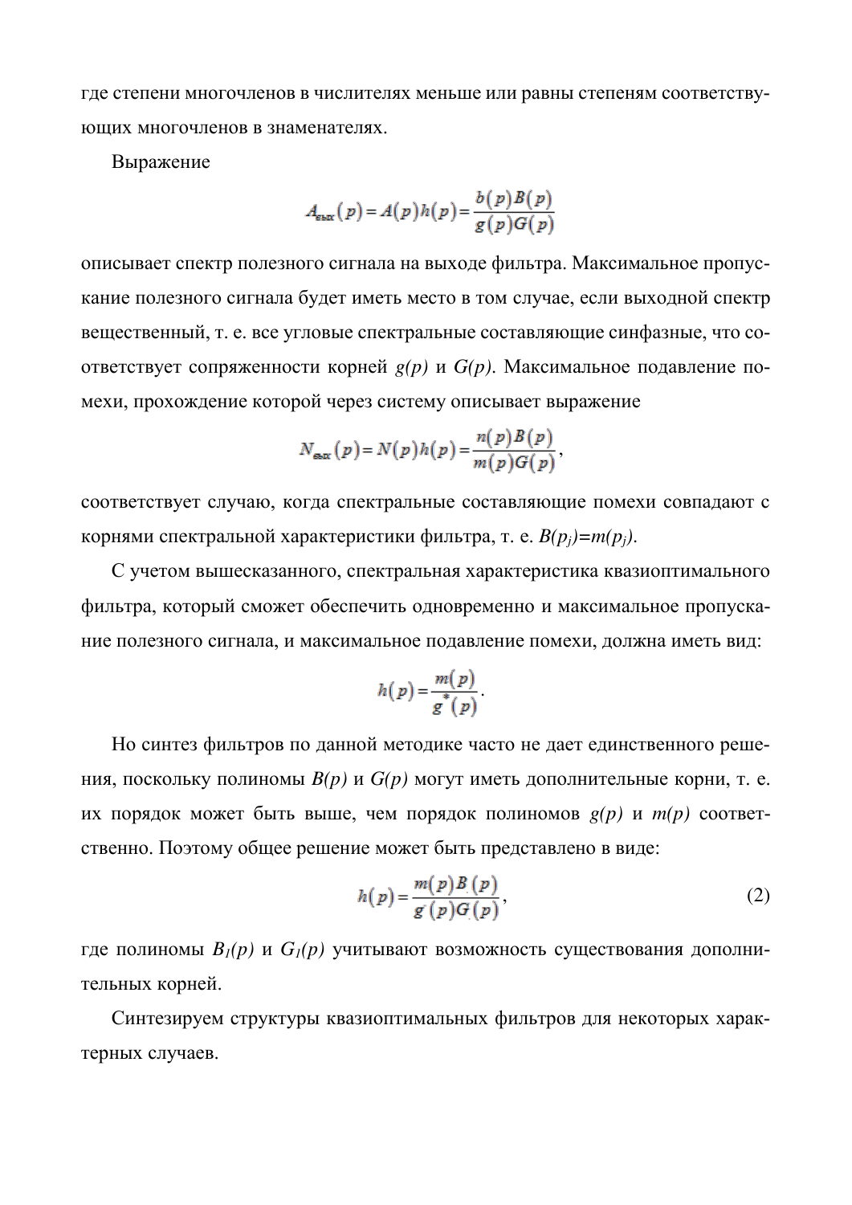где степени многочленов в числителях меньше или равны степеням соответствующих многочленов в знаменателях.

Выражение

$$A_{вых}(p) = A(p)h(p) = \frac{b(p)B(p)}{g(p)G(p)}$$

описывает спектр полезного сигнала на выходе фильтра. Максимальное пропускание полезного сигнала будет иметь место в том случае, если выходной спектр вещественный, т. е. все угловые спектральные составляющие синфазные, что соответствует сопряженности корней *g(p)* и *G(p)*. Максимальное подавление помехи, прохождение которой через систему описывает выражение

$$N_{вых}(p) = N(p)h(p) = \frac{n(p)B(p)}{m(p)G(p)},$$

соответствует случаю, когда спектральные составляющие помехи совпадают с корнями спектральной характеристики фильтра, т. е. $B(p_j)=m(p_j)$.

С учетом вышесказанного, спектральная характеристика квазиоптимального фильтра, который сможет обеспечить одновременно и максимальное пропускание полезного сигнала, и максимальное подавление помехи, должна иметь вид:

$$h(p) = \frac{m(p)}{g^*(p)}.$$

Но синтез фильтров по данной методике часто не дает единственного решения, поскольку полиномы *B(p)* и *G(p)* могут иметь дополнительные корни, т. е. их порядок может быть выше, чем порядок полиномов *g(p)* и *m(p)* соответственно. Поэтому общее решение может быть представлено в виде:

$$h(p) = \frac{m(p)B_1(p)}{g^*(p)G_1(p)}, \tag{2}$$

где полиномы $B_1(p)$ и $G_1(p)$ учитывают возможность существования дополнительных корней.

Синтезируем структуры квазиоптимальных фильтров для некоторых характерных случаев.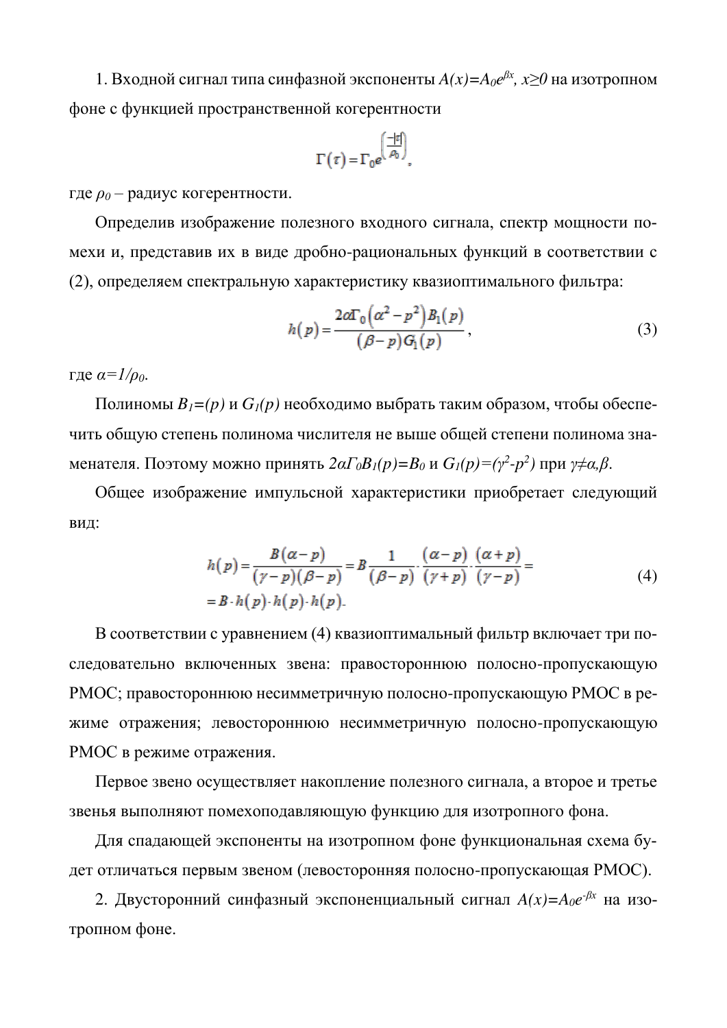1. Входной сигнал типа синфазной экспоненты $A(x)=A_0e^{\beta x}$, $x\geq 0$ на изотропном фоне с функцией пространственной когерентности

$$\Gamma(\tau)=\Gamma_0 e^{\left(\frac{-|\tau|}{\rho_0}\right)},$$

где $\rho_0$ – радиус когерентности.

Определив изображение полезного входного сигнала, спектр мощности помехи и, представив их в виде дробно-рациональных функций в соответствии с (2), определяем спектральную характеристику квазиоптимального фильтра:

$$h(p)=\frac{2\alpha\Gamma_0\left(\alpha^2-p^2\right)B_1(p)}{(\beta-p)G_1(p)}, \tag{3}$$

где $\alpha=1/\rho_0$.

Полиномы $B_1=(p)$ и $G_1(p)$ необходимо выбрать таким образом, чтобы обеспечить общую степень полинома числителя не выше общей степени полинома знаменателя. Поэтому можно принять $2\alpha\Gamma_0B_1(p)=B_0$ и $G_1(p)=(\gamma^2-p^2)$ при $\gamma\neq\alpha,\beta$.

Общее изображение импульсной характеристики приобретает следующий вид:

$$h(p)=\frac{B(\alpha-p)}{(\gamma-p)(\beta-p)}=B\frac{1}{(\beta-p)}\cdot\frac{(\alpha-p)}{(\gamma+p)}\cdot\frac{(\alpha+p)}{(\gamma-p)}= \\ =B\cdot h(p)\cdot h(p)\cdot h(p). \tag{4}$$

В соответствии с уравнением (4) квазиоптимальный фильтр включает три последовательно включенных звена: правостороннюю полосно-пропускающую РМОС; правостороннюю несимметричную полосно-пропускающую РМОС в режиме отражения; левостороннюю несимметричную полосно-пропускающую РМОС в режиме отражения.

Первое звено осуществляет накопление полезного сигнала, а второе и третье звенья выполняют помехоподавляющую функцию для изотропного фона.

Для спадающей экспоненты на изотропном фоне функциональная схема будет отличаться первым звеном (левосторонняя полосно-пропускающая РМОС).

2. Двусторонний синфазный экспоненциальный сигнал $A(x)=A_0e^{-\beta x}$ на изотропном фоне.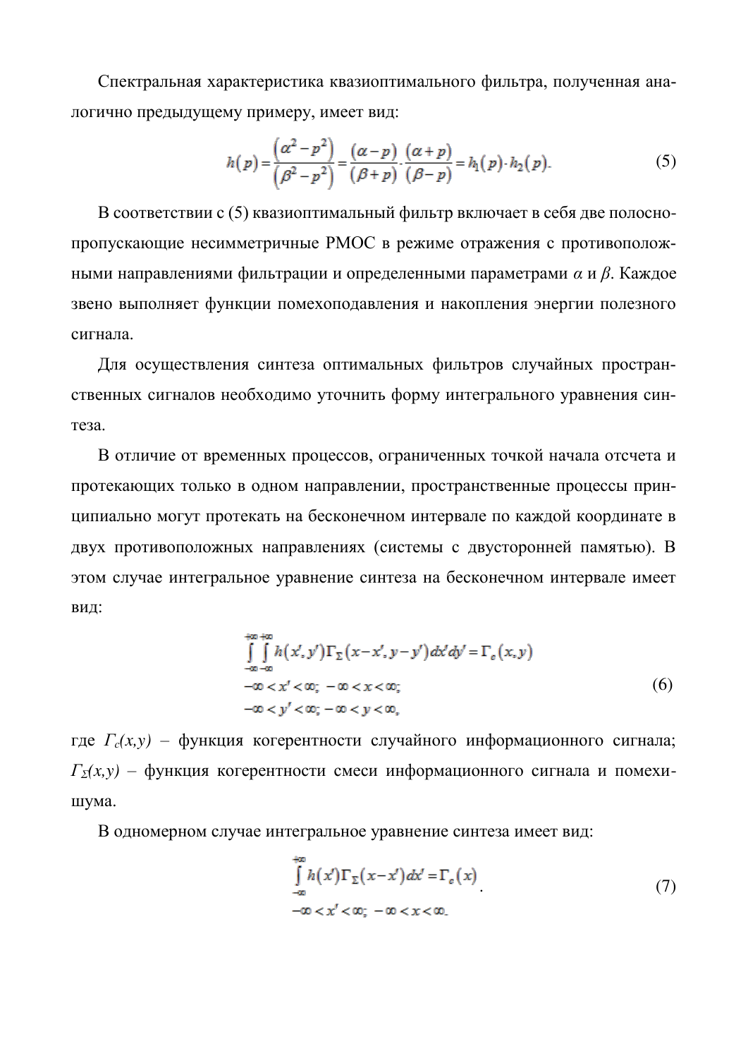Спектральная характеристика квазиоптимального фильтра, полученная аналогично предыдущему примеру, имеет вид:

$$h(p) = \frac{\left(\alpha^2 - p^2\right)}{\left(\beta^2 - p^2\right)} = \frac{(\alpha - p)}{(\beta + p)} \cdot \frac{(\alpha + p)}{(\beta - p)} = h_1(p) \cdot h_2(p). \tag{5}$$

В соответствии с (5) квазиоптимальный фильтр включает в себя две полоснопропускающие несимметричные РМОС в режиме отражения с противоположными направлениями фильтрации и определенными параметрами $\alpha$ и $\beta$. Каждое звено выполняет функции помехоподавления и накопления энергии полезного сигнала.

Для осуществления синтеза оптимальных фильтров случайных пространственных сигналов необходимо уточнить форму интегрального уравнения синтеза.

В отличие от временных процессов, ограниченных точкой начала отсчета и протекающих только в одном направлении, пространственные процессы принципиально могут протекать на бесконечном интервале по каждой координате в двух противоположных направлениях (системы с двусторонней памятью). В этом случае интегральное уравнение синтеза на бесконечном интервале имеет вид:

$$\begin{gathered}
\int\limits_{-\infty}^{+\infty}\int\limits_{-\infty}^{+\infty} h(x', y')\Gamma_\Sigma(x - x', y - y')dx'dy' = \Gamma_c(x, y) \\
-\infty < x' < \infty; \; -\infty < x < \infty; \\
-\infty < y' < \infty; \; -\infty < y < \infty,
\end{gathered} \tag{6}$$

где $\Gamma_c(x,y)$ – функция когерентности случайного информационного сигнала; $\Gamma_\Sigma(x,y)$ – функция когерентности смеси информационного сигнала и помехи-шума.

В одномерном случае интегральное уравнение синтеза имеет вид:

$$\begin{gathered}
\int\limits_{-\infty}^{+\infty} h(x')\Gamma_\Sigma(x - x')dx' = \Gamma_c(x) \\
-\infty < x' < \infty; \; -\infty < x < \infty.
\end{gathered} \tag{7}$$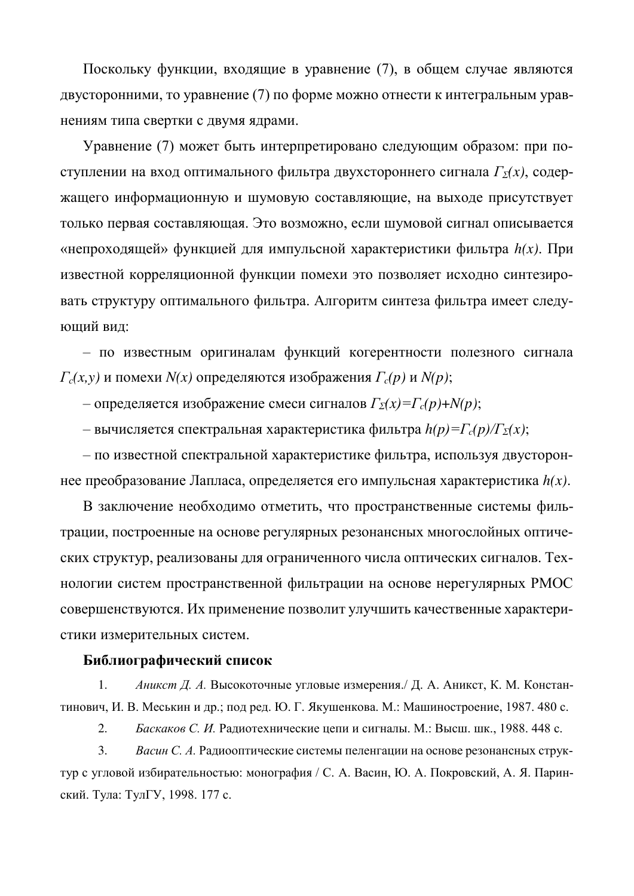Поскольку функции, входящие в уравнение (7), в общем случае являются двусторонними, то уравнение (7) по форме можно отнести к интегральным уравнениям типа свертки с двумя ядрами.

Уравнение (7) может быть интерпретировано следующим образом: при поступлении на вход оптимального фильтра двухстороннего сигнала $\Gamma_\Sigma(x)$, содержащего информационную и шумовую составляющие, на выходе присутствует только первая составляющая. Это возможно, если шумовой сигнал описывается «непроходящей» функцией для импульсной характеристики фильтра $h(x)$. При известной корреляционной функции помехи это позволяет исходно синтезировать структуру оптимального фильтра. Алгоритм синтеза фильтра имеет следующий вид:

– по известным оригиналам функций когерентности полезного сигнала $\Gamma_c(x,y)$ и помехи $N(x)$ определяются изображения $\Gamma_c(p)$ и $N(p)$;

– определяется изображение смеси сигналов $\Gamma_\Sigma(x)=\Gamma_c(p)+N(p)$;

– вычисляется спектральная характеристика фильтра $h(p)=\Gamma_c(p)/\Gamma_\Sigma(x)$;

– по известной спектральной характеристике фильтра, используя двустороннее преобразование Лапласа, определяется его импульсная характеристика $h(x)$.

В заключение необходимо отметить, что пространственные системы фильтрации, построенные на основе регулярных резонансных многослойных оптических структур, реализованы для ограниченного числа оптических сигналов. Технологии систем пространственной фильтрации на основе нерегулярных РМОС совершенствуются. Их применение позволит улучшить качественные характеристики измерительных систем.

**Библиографический список**

1. *Аникст Д. А.* Высокоточные угловые измерения./ Д. А. Аникст, К. М. Константинович, И. В. Меськин и др.; под ред. Ю. Г. Якушенкова. М.: Машиностроение, 1987. 480 с.
2. *Баскаков С. И.* Радиотехнические цепи и сигналы. М.: Высш. шк., 1988. 448 с.
3. *Васин С. А.* Радиооптические системы пеленгации на основе резонансных структур с угловой избирательностью: монография / С. А. Васин, Ю. А. Покровский, А. Я. Паринский. Тула: ТулГУ, 1998. 177 с.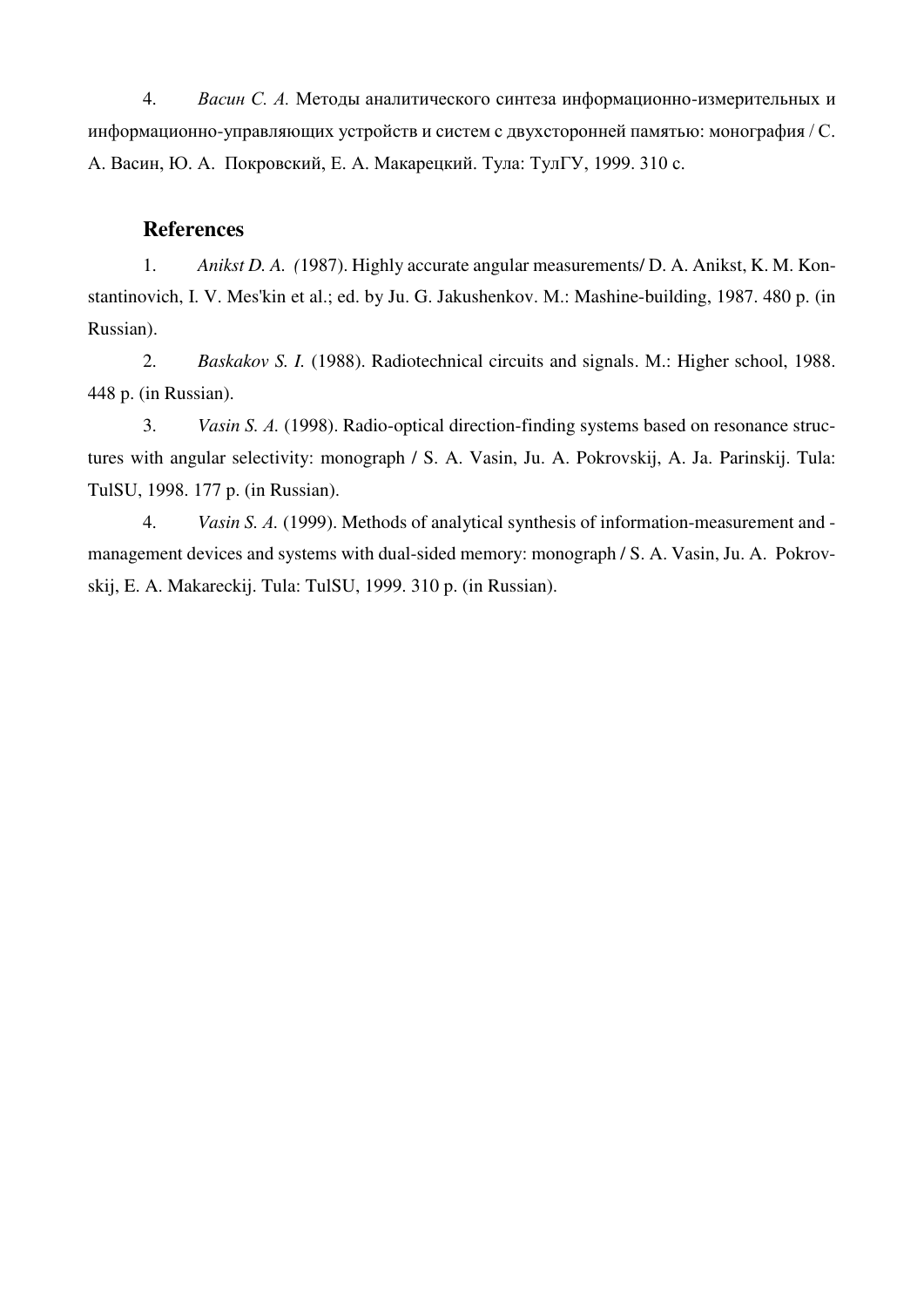4. *Васин С. А.* Методы аналитического синтеза информационно-измерительных и информационно-управляющих устройств и систем с двухсторонней памятью: монография / С. А. Васин, Ю. А. Покровский, Е. А. Макарецкий. Тула: ТулГУ, 1999. 310 с.

## References

1. *Anikst D. A. (*1987). Highly accurate angular measurements/ D. A. Anikst, K. M. Konstantinovich, I. V. Mes'kin et al.; ed. by Ju. G. Jakushenkov. M.: Mashine-building, 1987. 480 p. (in Russian).

2. *Baskakov S. I.* (1988). Radiotechnical circuits and signals. M.: Higher school, 1988. 448 p. (in Russian).

3. *Vasin S. A.* (1998). Radio-optical direction-finding systems based on resonance structures with angular selectivity: monograph / S. A. Vasin, Ju. A. Pokrovskij, A. Ja. Parinskij. Tula: TulSU, 1998. 177 p. (in Russian).

4. *Vasin S. A.* (1999). Methods of analytical synthesis of information-measurement and -management devices and systems with dual-sided memory: monograph / S. A. Vasin, Ju. A. Pokrovskij, E. A. Makareckij. Tula: TulSU, 1999. 310 p. (in Russian).